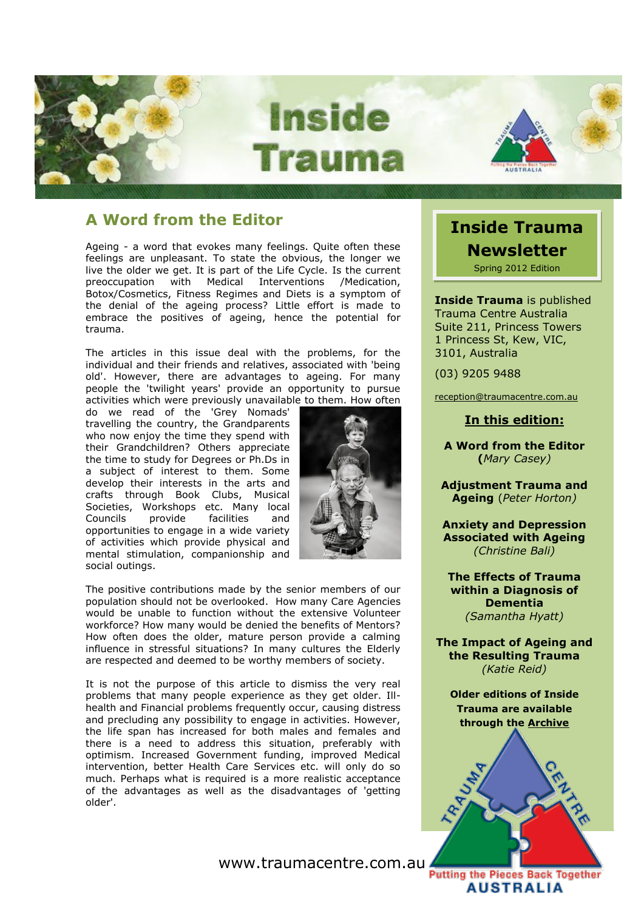# Inside Trauma

## A Word from the Editor

Ageing - a word that evokes many feelings. Quite often these feelings are unpleasant. To state the obvious, the longer we live the older we get. It is part of the Life Cycle. Is the current preoccupation with Medical Interventions /Medication, Botox/Cosmetics, Fitness Regimes and Diets is a symptom of the denial of the ageing process? Little effort is made to embrace the positives of ageing, hence the potential for trauma.

The articles in this issue deal with the problems, for the individual and their friends and relatives, associated with 'being old'. However, there are advantages to ageing. For many people the 'twilight years' provide an opportunity to pursue activities which were previously unavailable to them. How often do we read of the 'Grey Nomads' travelling the country, the Grandparents who now enjoy the time they spend with their Grandchildren? Others appreciate the time to study for Degrees or Ph.Ds in a subject of interest to them. Some develop their interests in the arts and crafts through Book Clubs, Musical Societies, Workshops etc. Many local Councils provide facilities and opportunities to engage in a wide variety of activities which provide physical and mental stimulation, companionship and social outings.

The positive contributions made by the senior members of our population should not be overlooked. How many Care Agencies would be unable to function without the extensive Volunteer workforce? How many would be denied the benefits of Mentors? How often does the older, mature person provide a calming influence in stressful situations? In many cultures the Elderly are respected and deemed to be worthy members of society.

It is not the purpose of this article to dismiss the very real problems that many people experience as they get older. Ill-health and Financial problems frequently occur, causing distress and precluding any possibility to engage in activities. However, the life span has increased for both males and females and there is a need to address this situation, preferably with optimism. Increased Government funding, improved Medical intervention, better Health Care Services etc. will only do so much. Perhaps what is required is a more realistic acceptance of the advantages as well as the disadvantages of 'getting older'.

## Inside Trauma Newsletter

Spring 2012 Edition

**Inside Trauma** is published Trauma Centre Australia
Suite 211, Princess Towers
1 Princess St, Kew, VIC, 3101, Australia

(03) 9205 9488

reception@traumacentre.com.au

### In this edition:

**A Word from the Editor** (*Mary Casey*)

**Adjustment Trauma and Ageing** (*Peter Horton*)

**Anxiety and Depression Associated with Ageing** (*Christine Bali*)

**The Effects of Trauma within a Diagnosis of Dementia** (*Samantha Hyatt*)

**The Impact of Ageing and the Resulting Trauma** (*Katie Reid*)

**Older editions of Inside Trauma are available through the Archive**

Putting the Pieces Back Together
AUSTRALIA

www.traumacentre.com.au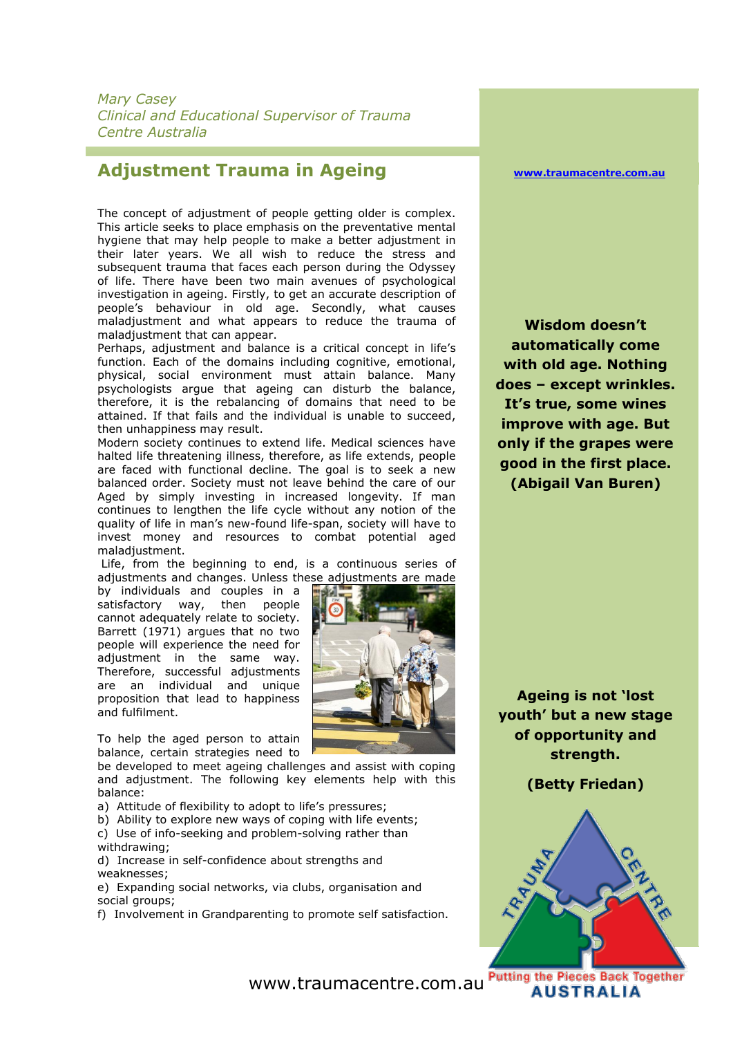*Mary Casey*
*Clinical and Educational Supervisor of Trauma Centre Australia*

## Adjustment Trauma in Ageing

The concept of adjustment of people getting older is complex. This article seeks to place emphasis on the preventative mental hygiene that may help people to make a better adjustment in their later years. We all wish to reduce the stress and subsequent trauma that faces each person during the Odyssey of life. There have been two main avenues of psychological investigation in ageing. Firstly, to get an accurate description of people's behaviour in old age. Secondly, what causes maladjustment and what appears to reduce the trauma of maladjustment that can appear.

Perhaps, adjustment and balance is a critical concept in life's function. Each of the domains including cognitive, emotional, physical, social environment must attain balance. Many psychologists argue that ageing can disturb the balance, therefore, it is the rebalancing of domains that need to be attained. If that fails and the individual is unable to succeed, then unhappiness may result.

Modern society continues to extend life. Medical sciences have halted life threatening illness, therefore, as life extends, people are faced with functional decline. The goal is to seek a new balanced order. Society must not leave behind the care of our Aged by simply investing in increased longevity. If man continues to lengthen the life cycle without any notion of the quality of life in man's new-found life-span, society will have to invest money and resources to combat potential aged maladjustment.

Life, from the beginning to end, is a continuous series of adjustments and changes. Unless these adjustments are made by individuals and couples in a satisfactory way, then people cannot adequately relate to society. Barrett (1971) argues that no two people will experience the need for adjustment in the same way. Therefore, successful adjustments are an individual and unique proposition that lead to happiness and fulfilment.

To help the aged person to attain balance, certain strategies need to be developed to meet ageing challenges and assist with coping and adjustment. The following key elements help with this balance:

a) Attitude of flexibility to adopt to life's pressures;
b) Ability to explore new ways of coping with life events;
c) Use of info-seeking and problem-solving rather than withdrawing;
d) Increase in self-confidence about strengths and weaknesses;
e) Expanding social networks, via clubs, organisation and social groups;
f) Involvement in Grandparenting to promote self satisfaction.

**Wisdom doesn't automatically come with old age. Nothing does – except wrinkles. It's true, some wines improve with age. But only if the grapes were good in the first place. (Abigail Van Buren)**

**Ageing is not 'lost youth' but a new stage of opportunity and strength.**

**(Betty Friedan)**

www.traumacentre.com.au

Putting the Pieces Back Together
AUSTRALIA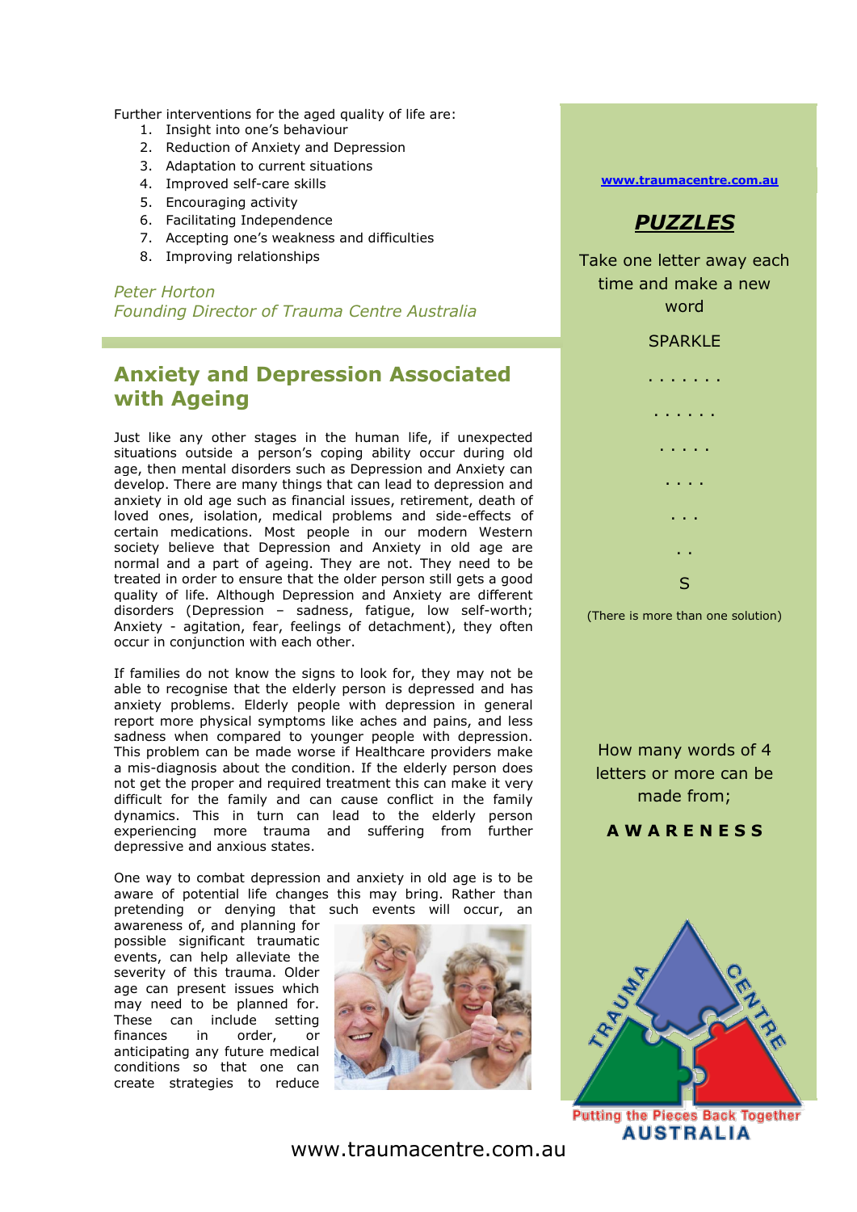Further interventions for the aged quality of life are:

1. Insight into one's behaviour
2. Reduction of Anxiety and Depression
3. Adaptation to current situations
4. Improved self-care skills
5. Encouraging activity
6. Facilitating Independence
7. Accepting one's weakness and difficulties
8. Improving relationships

*Peter Horton*
*Founding Director of Trauma Centre Australia*

## Anxiety and Depression Associated with Ageing

Just like any other stages in the human life, if unexpected situations outside a person's coping ability occur during old age, then mental disorders such as Depression and Anxiety can develop. There are many things that can lead to depression and anxiety in old age such as financial issues, retirement, death of loved ones, isolation, medical problems and side-effects of certain medications. Most people in our modern Western society believe that Depression and Anxiety in old age are normal and a part of ageing. They are not. They need to be treated in order to ensure that the older person still gets a good quality of life. Although Depression and Anxiety are different disorders (Depression – sadness, fatigue, low self-worth; Anxiety - agitation, fear, feelings of detachment), they often occur in conjunction with each other.

If families do not know the signs to look for, they may not be able to recognise that the elderly person is depressed and has anxiety problems. Elderly people with depression in general report more physical symptoms like aches and pains, and less sadness when compared to younger people with depression. This problem can be made worse if Healthcare providers make a mis-diagnosis about the condition. If the elderly person does not get the proper and required treatment this can make it very difficult for the family and can cause conflict in the family dynamics. This in turn can lead to the elderly person experiencing more trauma and suffering from further depressive and anxious states.

One way to combat depression and anxiety in old age is to be aware of potential life changes this may bring. Rather than pretending or denying that such events will occur, an awareness of, and planning for possible significant traumatic events, can help alleviate the severity of this trauma. Older age can present issues which may need to be planned for. These can include setting finances in order, or anticipating any future medical conditions so that one can create strategies to reduce

www.traumacentre.com.au

## *PUZZLES*

Take one letter away each time and make a new word

SPARKLE

. . . . . . .

. . . . . .

. . . . .

. . . .

. . .

. .

S

(There is more than one solution)

How many words of 4 letters or more can be made from;

**A W A R E N E S S**

TRAUMA CENTRE
Putting the Pieces Back Together
AUSTRALIA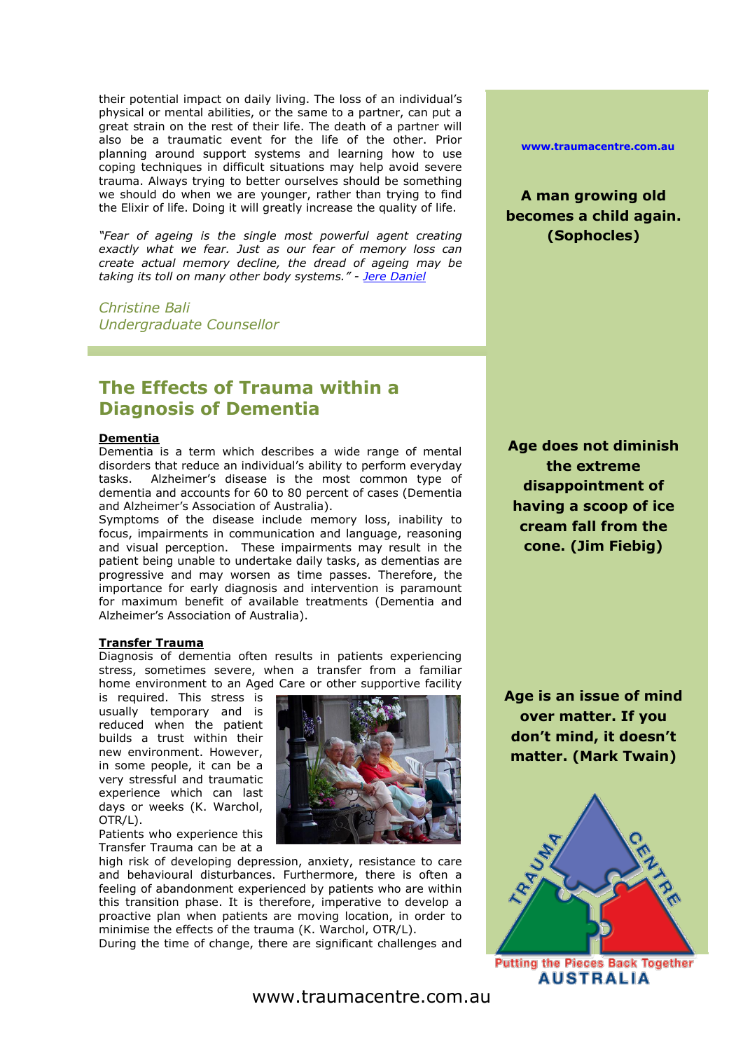their potential impact on daily living. The loss of an individual's physical or mental abilities, or the same to a partner, can put a great strain on the rest of their life. The death of a partner will also be a traumatic event for the life of the other. Prior planning around support systems and learning how to use coping techniques in difficult situations may help avoid severe trauma. Always trying to better ourselves should be something we should do when we are younger, rather than trying to find the Elixir of life. Doing it will greatly increase the quality of life.

*"Fear of ageing is the single most powerful agent creating exactly what we fear. Just as our fear of memory loss can create actual memory decline, the dread of ageing may be taking its toll on many other body systems."* - [Jere Daniel]

*Christine Bali*
*Undergraduate Counsellor*

## The Effects of Trauma within a Diagnosis of Dementia

**Dementia**

Dementia is a term which describes a wide range of mental disorders that reduce an individual's ability to perform everyday tasks. Alzheimer's disease is the most common type of dementia and accounts for 60 to 80 percent of cases (Dementia and Alzheimer's Association of Australia).

Symptoms of the disease include memory loss, inability to focus, impairments in communication and language, reasoning and visual perception. These impairments may result in the patient being unable to undertake daily tasks, as dementias are progressive and may worsen as time passes. Therefore, the importance for early diagnosis and intervention is paramount for maximum benefit of available treatments (Dementia and Alzheimer's Association of Australia).

**Transfer Trauma**

Diagnosis of dementia often results in patients experiencing stress, sometimes severe, when a transfer from a familiar home environment to an Aged Care or other supportive facility is required. This stress is usually temporary and is reduced when the patient builds a trust within their new environment. However, in some people, it can be a very stressful and traumatic experience which can last days or weeks (K. Warchol, OTR/L).

Patients who experience this Transfer Trauma can be at a high risk of developing depression, anxiety, resistance to care and behavioural disturbances. Furthermore, there is often a feeling of abandonment experienced by patients who are within this transition phase. It is therefore, imperative to develop a proactive plan when patients are moving location, in order to minimise the effects of the trauma (K. Warchol, OTR/L).

During the time of change, there are significant challenges and

www.traumacentre.com.au

**A man growing old becomes a child again. (Sophocles)**

**Age does not diminish the extreme disappointment of having a scoop of ice cream fall from the cone. (Jim Fiebig)**

**Age is an issue of mind over matter. If you don't mind, it doesn't matter. (Mark Twain)**

TRAUMA CENTRE
Putting the Pieces Back Together
AUSTRALIA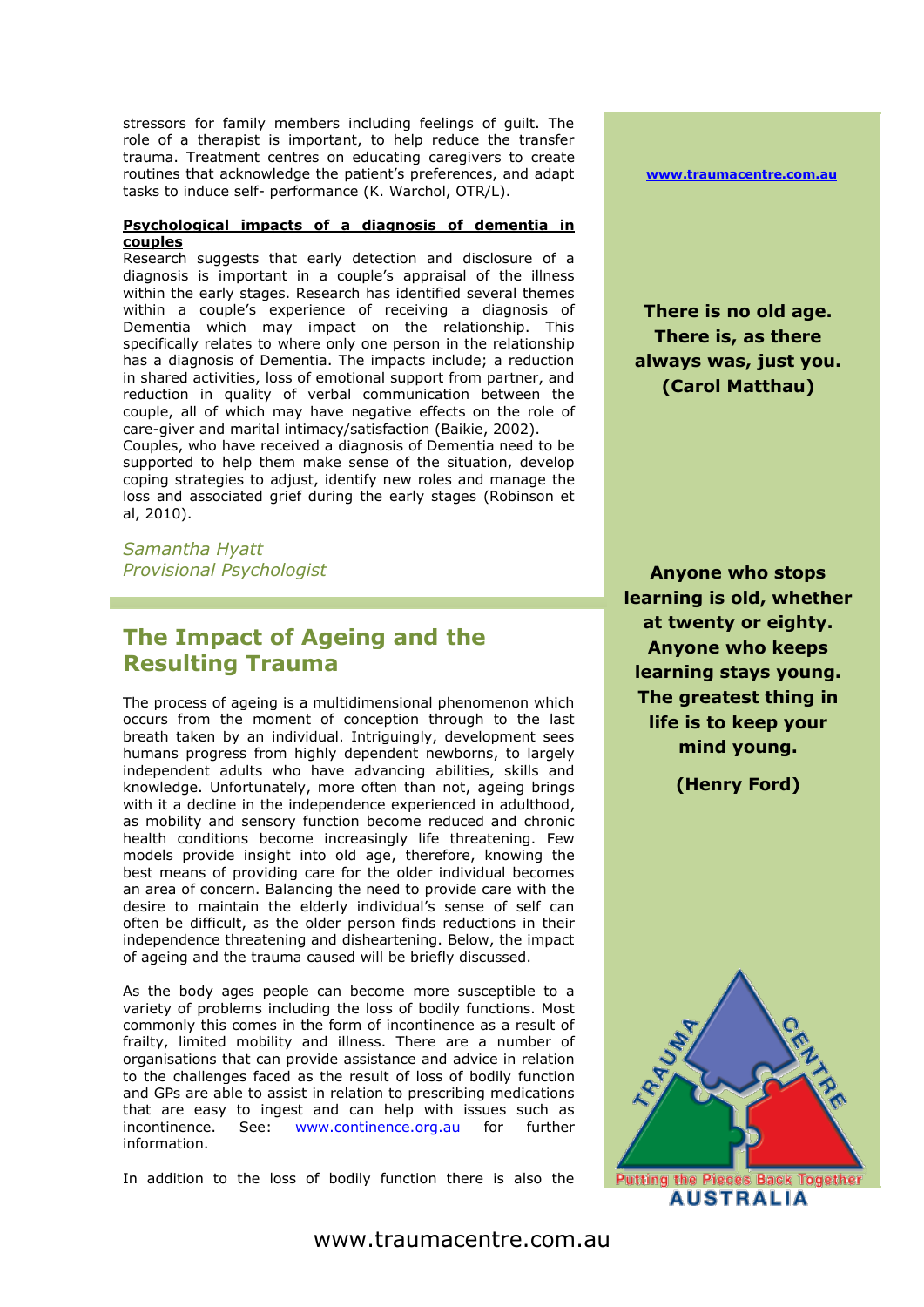stressors for family members including feelings of guilt. The role of a therapist is important, to help reduce the transfer trauma. Treatment centres on educating caregivers to create routines that acknowledge the patient's preferences, and adapt tasks to induce self- performance (K. Warchol, OTR/L).

**Psychological impacts of a diagnosis of dementia in couples**

Research suggests that early detection and disclosure of a diagnosis is important in a couple's appraisal of the illness within the early stages. Research has identified several themes within a couple's experience of receiving a diagnosis of Dementia which may impact on the relationship. This specifically relates to where only one person in the relationship has a diagnosis of Dementia. The impacts include; a reduction in shared activities, loss of emotional support from partner, and reduction in quality of verbal communication between the couple, all of which may have negative effects on the role of care-giver and marital intimacy/satisfaction (Baikie, 2002).

Couples, who have received a diagnosis of Dementia need to be supported to help them make sense of the situation, develop coping strategies to adjust, identify new roles and manage the loss and associated grief during the early stages (Robinson et al, 2010).

*Samantha Hyatt*
*Provisional Psychologist*

## The Impact of Ageing and the Resulting Trauma

The process of ageing is a multidimensional phenomenon which occurs from the moment of conception through to the last breath taken by an individual. Intriguingly, development sees humans progress from highly dependent newborns, to largely independent adults who have advancing abilities, skills and knowledge. Unfortunately, more often than not, ageing brings with it a decline in the independence experienced in adulthood, as mobility and sensory function become reduced and chronic health conditions become increasingly life threatening. Few models provide insight into old age, therefore, knowing the best means of providing care for the older individual becomes an area of concern. Balancing the need to provide care with the desire to maintain the elderly individual's sense of self can often be difficult, as the older person finds reductions in their independence threatening and disheartening. Below, the impact of ageing and the trauma caused will be briefly discussed.

As the body ages people can become more susceptible to a variety of problems including the loss of bodily functions. Most commonly this comes in the form of incontinence as a result of frailty, limited mobility and illness. There are a number of organisations that can provide assistance and advice in relation to the challenges faced as the result of loss of bodily function and GPs are able to assist in relation to prescribing medications that are easy to ingest and can help with issues such as incontinence. See: www.continence.org.au for further information.

In addition to the loss of bodily function there is also the

www.traumacentre.com.au

**There is no old age. There is, as there always was, just you. (Carol Matthau)**

**Anyone who stops learning is old, whether at twenty or eighty. Anyone who keeps learning stays young. The greatest thing in life is to keep your mind young.**

**(Henry Ford)**

TRAUMA CENTRE
Putting the Pieces Back Together
AUSTRALIA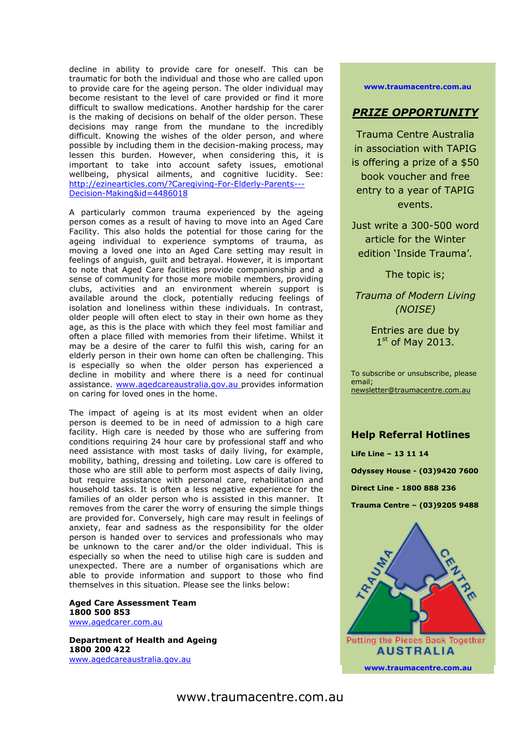decline in ability to provide care for oneself. This can be traumatic for both the individual and those who are called upon to provide care for the ageing person. The older individual may become resistant to the level of care provided or find it more difficult to swallow medications. Another hardship for the carer is the making of decisions on behalf of the older person. These decisions may range from the mundane to the incredibly difficult. Knowing the wishes of the older person, and where possible by including them in the decision-making process, may lessen this burden. However, when considering this, it is important to take into account safety issues, emotional wellbeing, physical ailments, and cognitive lucidity. See: http://ezinearticles.com/?Caregiving-For-Elderly-Parents---Decision-Making&id=4486018

A particularly common trauma experienced by the ageing person comes as a result of having to move into an Aged Care Facility. This also holds the potential for those caring for the ageing individual to experience symptoms of trauma, as moving a loved one into an Aged Care setting may result in feelings of anguish, guilt and betrayal. However, it is important to note that Aged Care facilities provide companionship and a sense of community for those more mobile members, providing clubs, activities and an environment wherein support is available around the clock, potentially reducing feelings of isolation and loneliness within these individuals. In contrast, older people will often elect to stay in their own home as they age, as this is the place with which they feel most familiar and often a place filled with memories from their lifetime. Whilst it may be a desire of the carer to fulfil this wish, caring for an elderly person in their own home can often be challenging. This is especially so when the older person has experienced a decline in mobility and where there is a need for continual assistance. www.agedcareaustralia.gov.au provides information on caring for loved ones in the home.

The impact of ageing is at its most evident when an older person is deemed to be in need of admission to a high care facility. High care is needed by those who are suffering from conditions requiring 24 hour care by professional staff and who need assistance with most tasks of daily living, for example, mobility, bathing, dressing and toileting. Low care is offered to those who are still able to perform most aspects of daily living, but require assistance with personal care, rehabilitation and household tasks. It is often a less negative experience for the families of an older person who is assisted in this manner. It removes from the carer the worry of ensuring the simple things are provided for. Conversely, high care may result in feelings of anxiety, fear and sadness as the responsibility for the older person is handed over to services and professionals who may be unknown to the carer and/or the older individual. This is especially so when the need to utilise high care is sudden and unexpected. There are a number of organisations which are able to provide information and support to those who find themselves in this situation. Please see the links below:

**Aged Care Assessment Team**
**1800 500 853**
www.agedcarer.com.au

**Department of Health and Ageing**
**1800 200 422**
www.agedcareaustralia.gov.au

**www.traumacentre.com.au**

## *PRIZE OPPORTUNITY*

Trauma Centre Australia in association with TAPIG is offering a prize of a $50 book voucher and free entry to a year of TAPIG events.

Just write a 300-500 word article for the Winter edition 'Inside Trauma'.

The topic is;

*Trauma of Modern Living (NOISE)*

Entries are due by 1st of May 2013.

To subscribe or unsubscribe, please email;
newsletter@traumacentre.com.au

## Help Referral Hotlines

**Life Line – 13 11 14**

**Odyssey House - (03)9420 7600**

**Direct Line - 1800 888 236**

**Trauma Centre – (03)9205 9488**

TRAUMA CENTRE
Putting the Pieces Back Together
AUSTRALIA

**www.traumacentre.com.au**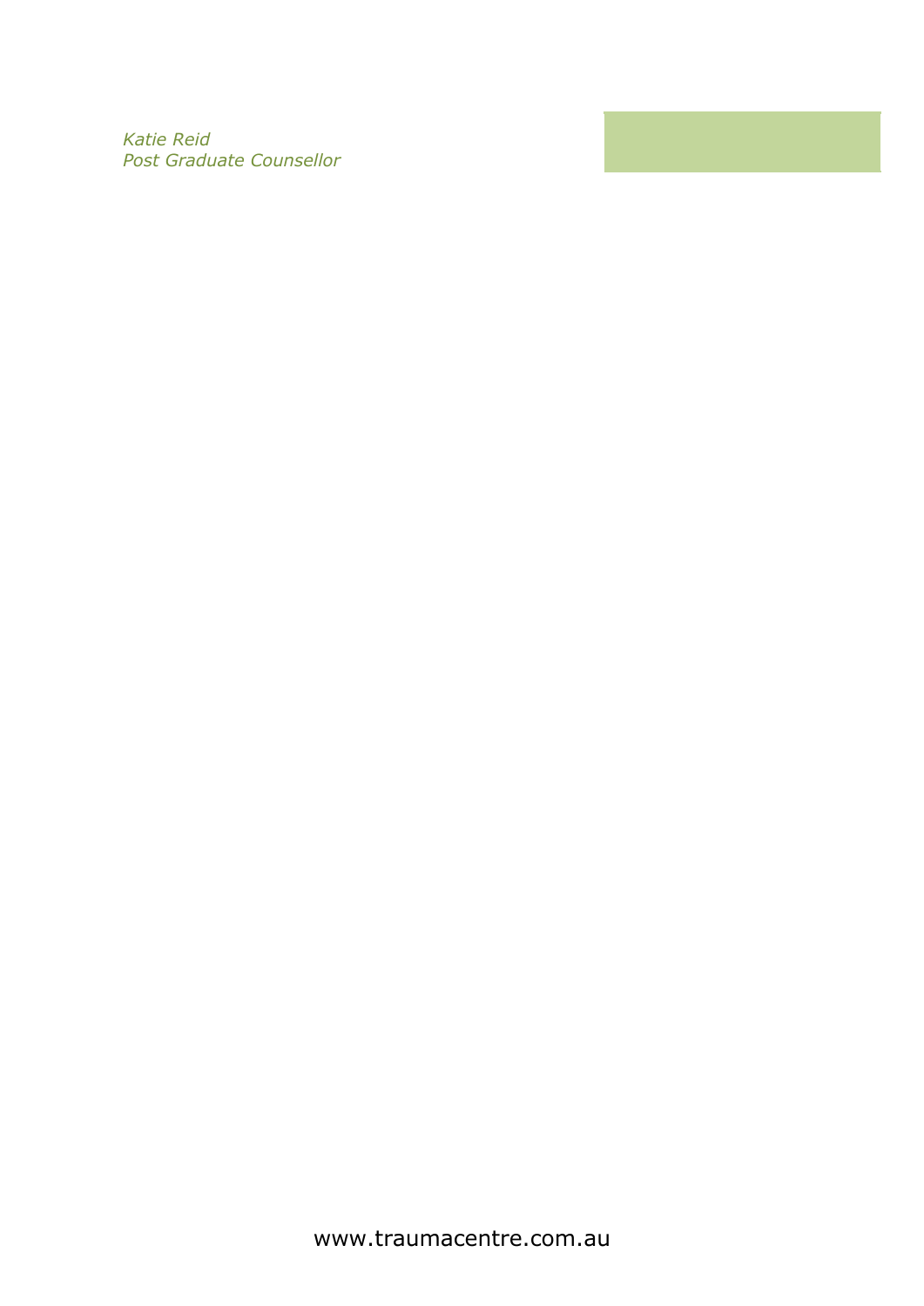*Katie Reid*
*Post Graduate Counsellor*

www.traumacentre.com.au